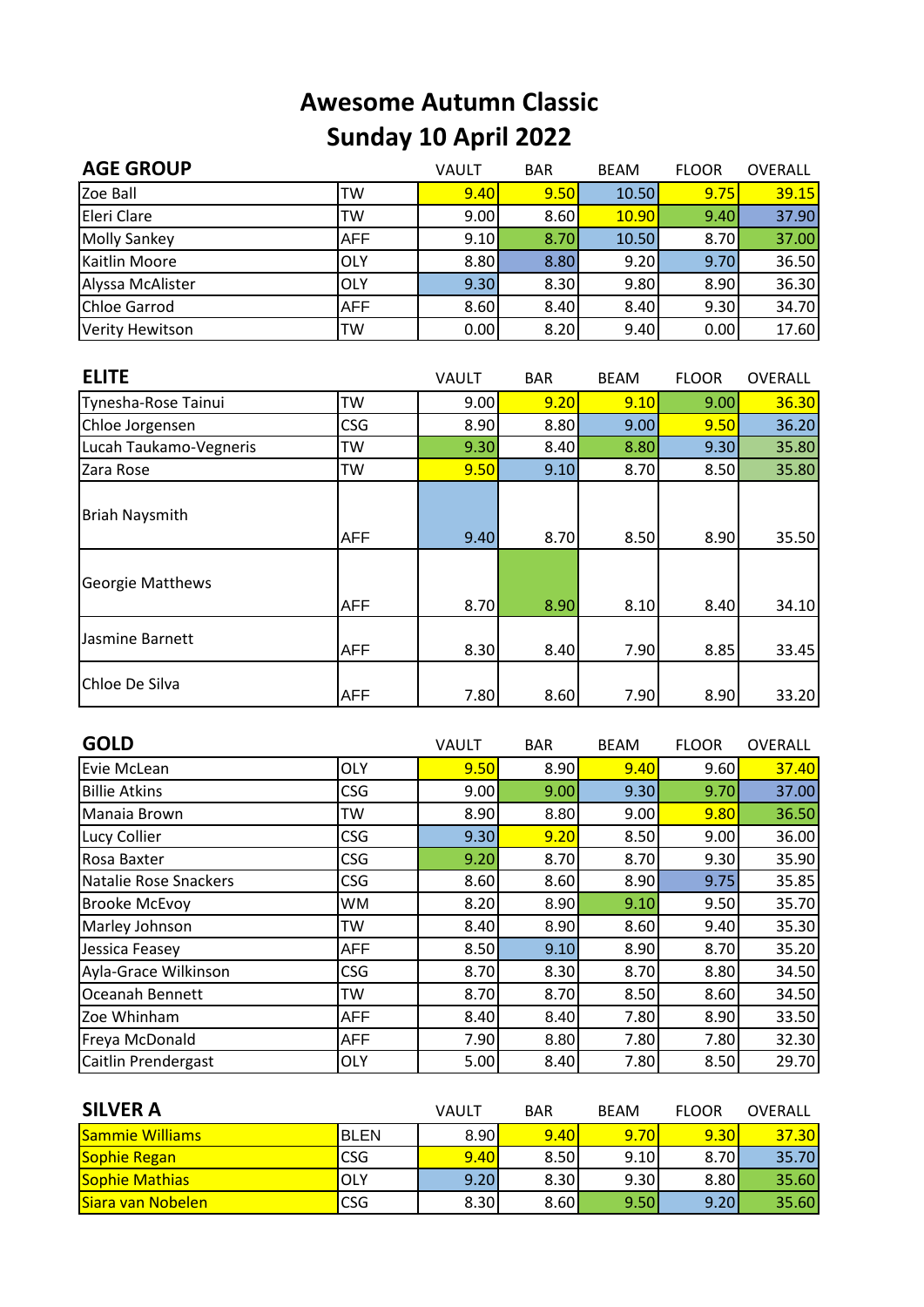# Awesome Autumn Classic
## Sunday 10 April 2022

| AGE GROUP | | VAULT | BAR | BEAM | FLOOR | OVERALL |
|---|---|---|---|---|---|---|
| Zoe Ball | TW | 9.40 | 9.50 | 10.50 | 9.75 | 39.15 |
| Eleri Clare | TW | 9.00 | 8.60 | 10.90 | 9.40 | 37.90 |
| Molly Sankey | AFF | 9.10 | 8.70 | 10.50 | 8.70 | 37.00 |
| Kaitlin Moore | OLY | 8.80 | 8.80 | 9.20 | 9.70 | 36.50 |
| Alyssa McAlister | OLY | 9.30 | 8.30 | 9.80 | 8.90 | 36.30 |
| Chloe Garrod | AFF | 8.60 | 8.40 | 8.40 | 9.30 | 34.70 |
| Verity Hewitson | TW | 0.00 | 8.20 | 9.40 | 0.00 | 17.60 |

| ELITE | | VAULT | BAR | BEAM | FLOOR | OVERALL |
|---|---|---|---|---|---|---|
| Tynesha-Rose Tainui | TW | 9.00 | 9.20 | 9.10 | 9.00 | 36.30 |
| Chloe Jorgensen | CSG | 8.90 | 8.80 | 9.00 | 9.50 | 36.20 |
| Lucah Taukamo-Vegneris | TW | 9.30 | 8.40 | 8.80 | 9.30 | 35.80 |
| Zara Rose | TW | 9.50 | 9.10 | 8.70 | 8.50 | 35.80 |
| Briah Naysmith | AFF | 9.40 | 8.70 | 8.50 | 8.90 | 35.50 |
| Georgie Matthews | AFF | 8.70 | 8.90 | 8.10 | 8.40 | 34.10 |
| Jasmine Barnett | AFF | 8.30 | 8.40 | 7.90 | 8.85 | 33.45 |
| Chloe De Silva | AFF | 7.80 | 8.60 | 7.90 | 8.90 | 33.20 |

| GOLD | | VAULT | BAR | BEAM | FLOOR | OVERALL |
|---|---|---|---|---|---|---|
| Evie McLean | OLY | 9.50 | 8.90 | 9.40 | 9.60 | 37.40 |
| Billie Atkins | CSG | 9.00 | 9.00 | 9.30 | 9.70 | 37.00 |
| Manaia Brown | TW | 8.90 | 8.80 | 9.00 | 9.80 | 36.50 |
| Lucy Collier | CSG | 9.30 | 9.20 | 8.50 | 9.00 | 36.00 |
| Rosa Baxter | CSG | 9.20 | 8.70 | 8.70 | 9.30 | 35.90 |
| Natalie Rose Snackers | CSG | 8.60 | 8.60 | 8.90 | 9.75 | 35.85 |
| Brooke McEvoy | WM | 8.20 | 8.90 | 9.10 | 9.50 | 35.70 |
| Marley Johnson | TW | 8.40 | 8.90 | 8.60 | 9.40 | 35.30 |
| Jessica Feasey | AFF | 8.50 | 9.10 | 8.90 | 8.70 | 35.20 |
| Ayla-Grace Wilkinson | CSG | 8.70 | 8.30 | 8.70 | 8.80 | 34.50 |
| Oceanah Bennett | TW | 8.70 | 8.70 | 8.50 | 8.60 | 34.50 |
| Zoe Whinham | AFF | 8.40 | 8.40 | 7.80 | 8.90 | 33.50 |
| Freya McDonald | AFF | 7.90 | 8.80 | 7.80 | 7.80 | 32.30 |
| Caitlin Prendergast | OLY | 5.00 | 8.40 | 7.80 | 8.50 | 29.70 |

| SILVER A | | VAULT | BAR | BEAM | FLOOR | OVERALL |
|---|---|---|---|---|---|---|
| Sammie Williams | BLEN | 8.90 | 9.40 | 9.70 | 9.30 | 37.30 |
| Sophie Regan | CSG | 9.40 | 8.50 | 9.10 | 8.70 | 35.70 |
| Sophie Mathias | OLY | 9.20 | 8.30 | 9.30 | 8.80 | 35.60 |
| Siara van Nobelen | CSG | 8.30 | 8.60 | 9.50 | 9.20 | 35.60 |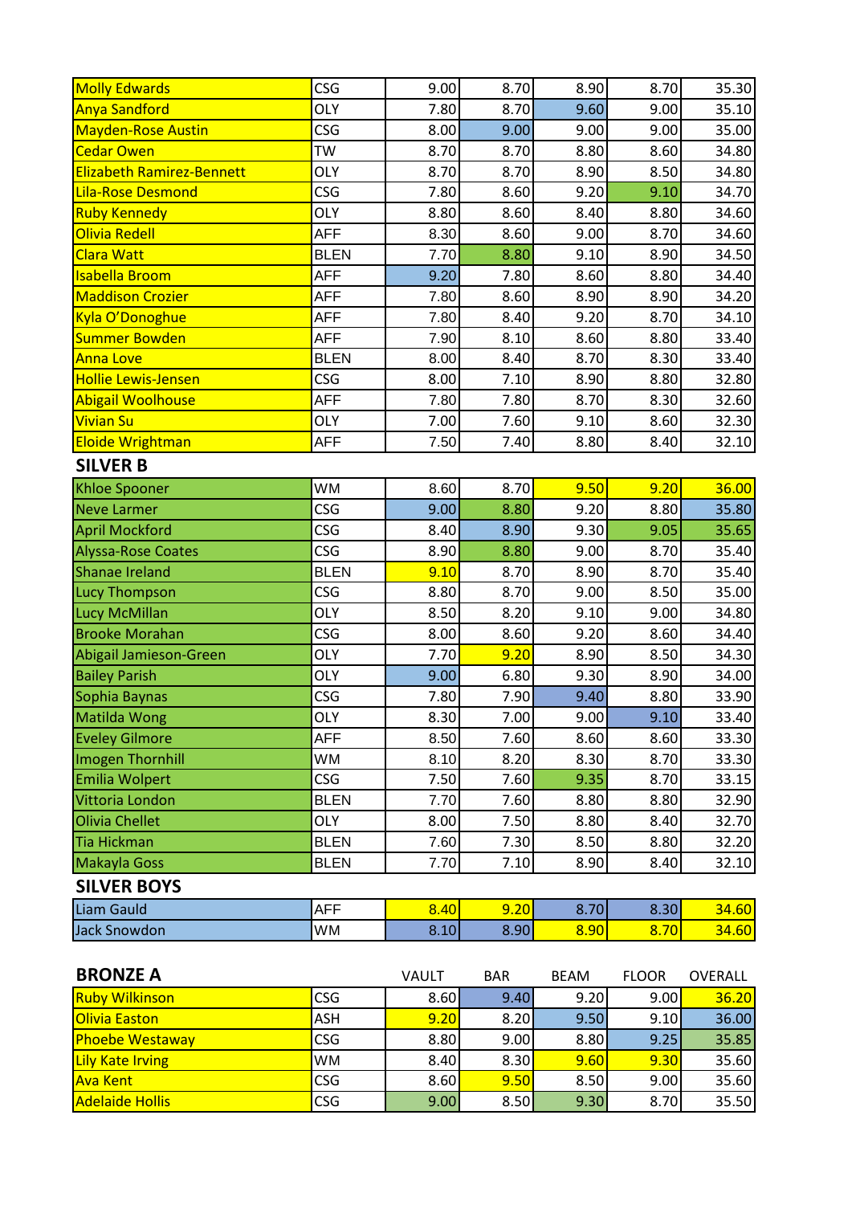| | | | | | | |
|---|---|---|---|---|---|---|
| Molly Edwards | CSG | 9.00 | 8.70 | 8.90 | 8.70 | 35.30 |
| Anya Sandford | OLY | 7.80 | 8.70 | 9.60 | 9.00 | 35.10 |
| Mayden-Rose Austin | CSG | 8.00 | 9.00 | 9.00 | 9.00 | 35.00 |
| Cedar Owen | TW | 8.70 | 8.70 | 8.80 | 8.60 | 34.80 |
| Elizabeth Ramirez-Bennett | OLY | 8.70 | 8.70 | 8.90 | 8.50 | 34.80 |
| Lila-Rose Desmond | CSG | 7.80 | 8.60 | 9.20 | 9.10 | 34.70 |
| Ruby Kennedy | OLY | 8.80 | 8.60 | 8.40 | 8.80 | 34.60 |
| Olivia Redell | AFF | 8.30 | 8.60 | 9.00 | 8.70 | 34.60 |
| Clara Watt | BLEN | 7.70 | 8.80 | 9.10 | 8.90 | 34.50 |
| Isabella Broom | AFF | 9.20 | 7.80 | 8.60 | 8.80 | 34.40 |
| Maddison Crozier | AFF | 7.80 | 8.60 | 8.90 | 8.90 | 34.20 |
| Kyla O'Donoghue | AFF | 7.80 | 8.40 | 9.20 | 8.70 | 34.10 |
| Summer Bowden | AFF | 7.90 | 8.10 | 8.60 | 8.80 | 33.40 |
| Anna Love | BLEN | 8.00 | 8.40 | 8.70 | 8.30 | 33.40 |
| Hollie Lewis-Jensen | CSG | 8.00 | 7.10 | 8.90 | 8.80 | 32.80 |
| Abigail Woolhouse | AFF | 7.80 | 7.80 | 8.70 | 8.30 | 32.60 |
| Vivian Su | OLY | 7.00 | 7.60 | 9.10 | 8.60 | 32.30 |
| Eloide Wrightman | AFF | 7.50 | 7.40 | 8.80 | 8.40 | 32.10 |

## SILVER B

| | | | | | | |
|---|---|---|---|---|---|---|
| Khloe Spooner | WM | 8.60 | 8.70 | 9.50 | 9.20 | 36.00 |
| Neve Larmer | CSG | 9.00 | 8.80 | 9.20 | 8.80 | 35.80 |
| April Mockford | CSG | 8.40 | 8.90 | 9.30 | 9.05 | 35.65 |
| Alyssa-Rose Coates | CSG | 8.90 | 8.80 | 9.00 | 8.70 | 35.40 |
| Shanae Ireland | BLEN | 9.10 | 8.70 | 8.90 | 8.70 | 35.40 |
| Lucy Thompson | CSG | 8.80 | 8.70 | 9.00 | 8.50 | 35.00 |
| Lucy McMillan | OLY | 8.50 | 8.20 | 9.10 | 9.00 | 34.80 |
| Brooke Morahan | CSG | 8.00 | 8.60 | 9.20 | 8.60 | 34.40 |
| Abigail Jamieson-Green | OLY | 7.70 | 9.20 | 8.90 | 8.50 | 34.30 |
| Bailey Parish | OLY | 9.00 | 6.80 | 9.30 | 8.90 | 34.00 |
| Sophia Baynas | CSG | 7.80 | 7.90 | 9.40 | 8.80 | 33.90 |
| Matilda Wong | OLY | 8.30 | 7.00 | 9.00 | 9.10 | 33.40 |
| Eveley Gilmore | AFF | 8.50 | 7.60 | 8.60 | 8.60 | 33.30 |
| Imogen Thornhill | WM | 8.10 | 8.20 | 8.30 | 8.70 | 33.30 |
| Emilia Wolpert | CSG | 7.50 | 7.60 | 9.35 | 8.70 | 33.15 |
| Vittoria London | BLEN | 7.70 | 7.60 | 8.80 | 8.80 | 32.90 |
| Olivia Chellet | OLY | 8.00 | 7.50 | 8.80 | 8.40 | 32.70 |
| Tia Hickman | BLEN | 7.60 | 7.30 | 8.50 | 8.80 | 32.20 |
| Makayla Goss | BLEN | 7.70 | 7.10 | 8.90 | 8.40 | 32.10 |

## SILVER BOYS

| | | | | | | |
|---|---|---|---|---|---|---|
| Liam Gauld | AFF | 8.40 | 9.20 | 8.70 | 8.30 | 34.60 |
| Jack Snowdon | WM | 8.10 | 8.90 | 8.90 | 8.70 | 34.60 |

## BRONZE A

| | | VAULT | BAR | BEAM | FLOOR | OVERALL |
|---|---|---|---|---|---|---|
| Ruby Wilkinson | CSG | 8.60 | 9.40 | 9.20 | 9.00 | 36.20 |
| Olivia Easton | ASH | 9.20 | 8.20 | 9.50 | 9.10 | 36.00 |
| Phoebe Westaway | CSG | 8.80 | 9.00 | 8.80 | 9.25 | 35.85 |
| Lily Kate Irving | WM | 8.40 | 8.30 | 9.60 | 9.30 | 35.60 |
| Ava Kent | CSG | 8.60 | 9.50 | 8.50 | 9.00 | 35.60 |
| Adelaide Hollis | CSG | 9.00 | 8.50 | 9.30 | 8.70 | 35.50 |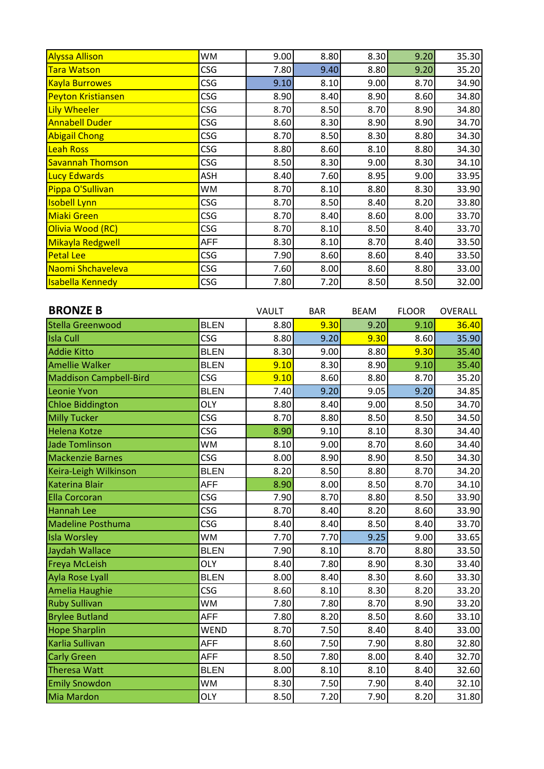| | | | | | | |
|---|---|---|---|---|---|---|
| Alyssa Allison | WM | 9.00 | 8.80 | 8.30 | 9.20 | 35.30 |
| Tara Watson | CSG | 7.80 | 9.40 | 8.80 | 9.20 | 35.20 |
| Kayla Burrowes | CSG | 9.10 | 8.10 | 9.00 | 8.70 | 34.90 |
| Peyton Kristiansen | CSG | 8.90 | 8.40 | 8.90 | 8.60 | 34.80 |
| Lily Wheeler | CSG | 8.70 | 8.50 | 8.70 | 8.90 | 34.80 |
| Annabell Duder | CSG | 8.60 | 8.30 | 8.90 | 8.90 | 34.70 |
| Abigail Chong | CSG | 8.70 | 8.50 | 8.30 | 8.80 | 34.30 |
| Leah Ross | CSG | 8.80 | 8.60 | 8.10 | 8.80 | 34.30 |
| Savannah Thomson | CSG | 8.50 | 8.30 | 9.00 | 8.30 | 34.10 |
| Lucy Edwards | ASH | 8.40 | 7.60 | 8.95 | 9.00 | 33.95 |
| Pippa O'Sullivan | WM | 8.70 | 8.10 | 8.80 | 8.30 | 33.90 |
| Isobell Lynn | CSG | 8.70 | 8.50 | 8.40 | 8.20 | 33.80 |
| Miaki Green | CSG | 8.70 | 8.40 | 8.60 | 8.00 | 33.70 |
| Olivia Wood (RC) | CSG | 8.70 | 8.10 | 8.50 | 8.40 | 33.70 |
| Mikayla Redgwell | AFF | 8.30 | 8.10 | 8.70 | 8.40 | 33.50 |
| Petal Lee | CSG | 7.90 | 8.60 | 8.60 | 8.40 | 33.50 |
| Naomi Shchaveleva | CSG | 7.60 | 8.00 | 8.60 | 8.80 | 33.00 |
| Isabella Kennedy | CSG | 7.80 | 7.20 | 8.50 | 8.50 | 32.00 |

## BRONZE B

| BRONZE B | | VAULT | BAR | BEAM | FLOOR | OVERALL |
|---|---|---|---|---|---|---|
| Stella Greenwood | BLEN | 8.80 | 9.30 | 9.20 | 9.10 | 36.40 |
| Isla Cull | CSG | 8.80 | 9.20 | 9.30 | 8.60 | 35.90 |
| Addie Kitto | BLEN | 8.30 | 9.00 | 8.80 | 9.30 | 35.40 |
| Amellie Walker | BLEN | 9.10 | 8.30 | 8.90 | 9.10 | 35.40 |
| Maddison Campbell-Bird | CSG | 9.10 | 8.60 | 8.80 | 8.70 | 35.20 |
| Leonie Yvon | BLEN | 7.40 | 9.20 | 9.05 | 9.20 | 34.85 |
| Chloe Biddington | OLY | 8.80 | 8.40 | 9.00 | 8.50 | 34.70 |
| Milly Tucker | CSG | 8.70 | 8.80 | 8.50 | 8.50 | 34.50 |
| Helena Kotze | CSG | 8.90 | 9.10 | 8.10 | 8.30 | 34.40 |
| Jade Tomlinson | WM | 8.10 | 9.00 | 8.70 | 8.60 | 34.40 |
| Mackenzie Barnes | CSG | 8.00 | 8.90 | 8.90 | 8.50 | 34.30 |
| Keira-Leigh Wilkinson | BLEN | 8.20 | 8.50 | 8.80 | 8.70 | 34.20 |
| Katerina Blair | AFF | 8.90 | 8.00 | 8.50 | 8.70 | 34.10 |
| Ella Corcoran | CSG | 7.90 | 8.70 | 8.80 | 8.50 | 33.90 |
| Hannah Lee | CSG | 8.70 | 8.40 | 8.20 | 8.60 | 33.90 |
| Madeline Posthuma | CSG | 8.40 | 8.40 | 8.50 | 8.40 | 33.70 |
| Isla Worsley | WM | 7.70 | 7.70 | 9.25 | 9.00 | 33.65 |
| Jaydah Wallace | BLEN | 7.90 | 8.10 | 8.70 | 8.80 | 33.50 |
| Freya McLeish | OLY | 8.40 | 7.80 | 8.90 | 8.30 | 33.40 |
| Ayla Rose Lyall | BLEN | 8.00 | 8.40 | 8.30 | 8.60 | 33.30 |
| Amelia Haughie | CSG | 8.60 | 8.10 | 8.30 | 8.20 | 33.20 |
| Ruby Sullivan | WM | 7.80 | 7.80 | 8.70 | 8.90 | 33.20 |
| Brylee Butland | AFF | 7.80 | 8.20 | 8.50 | 8.60 | 33.10 |
| Hope Sharplin | WEND | 8.70 | 7.50 | 8.40 | 8.40 | 33.00 |
| Karlia Sullivan | AFF | 8.60 | 7.50 | 7.90 | 8.80 | 32.80 |
| Carly Green | AFF | 8.50 | 7.80 | 8.00 | 8.40 | 32.70 |
| Theresa Watt | BLEN | 8.00 | 8.10 | 8.10 | 8.40 | 32.60 |
| Emily Snowdon | WM | 8.30 | 7.50 | 7.90 | 8.40 | 32.10 |
| Mia Mardon | OLY | 8.50 | 7.20 | 7.90 | 8.20 | 31.80 |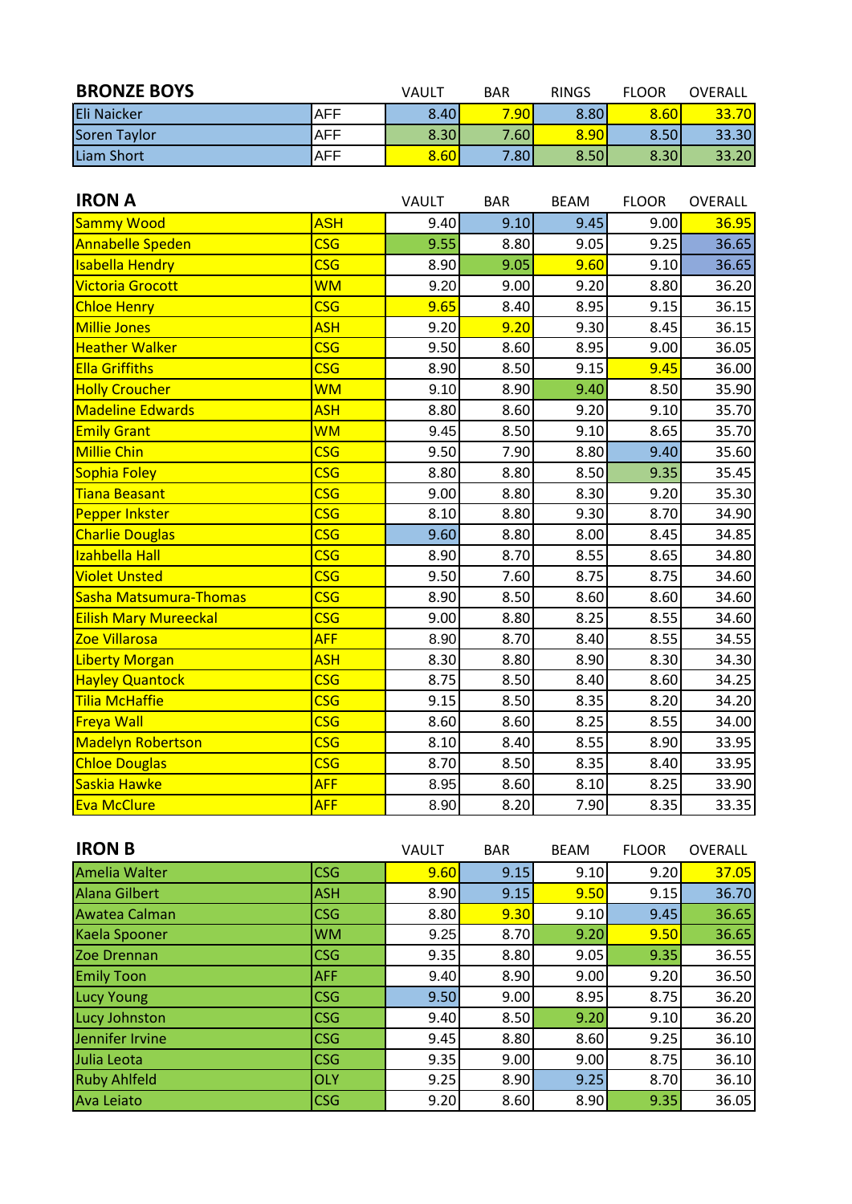## BRONZE BOYS

| BRONZE BOYS | | VAULT | BAR | RINGS | FLOOR | OVERALL |
|---|---|---|---|---|---|---|
| Eli Naicker | AFF | 8.40 | 7.90 | 8.80 | 8.60 | 33.70 |
| Soren Taylor | AFF | 8.30 | 7.60 | 8.90 | 8.50 | 33.30 |
| Liam Short | AFF | 8.60 | 7.80 | 8.50 | 8.30 | 33.20 |

## IRON A

| IRON A | | VAULT | BAR | BEAM | FLOOR | OVERALL |
|---|---|---|---|---|---|---|
| Sammy Wood | ASH | 9.40 | 9.10 | 9.45 | 9.00 | 36.95 |
| Annabelle Speden | CSG | 9.55 | 8.80 | 9.05 | 9.25 | 36.65 |
| Isabella Hendry | CSG | 8.90 | 9.05 | 9.60 | 9.10 | 36.65 |
| Victoria Grocott | WM | 9.20 | 9.00 | 9.20 | 8.80 | 36.20 |
| Chloe Henry | CSG | 9.65 | 8.40 | 8.95 | 9.15 | 36.15 |
| Millie Jones | ASH | 9.20 | 9.20 | 9.30 | 8.45 | 36.15 |
| Heather Walker | CSG | 9.50 | 8.60 | 8.95 | 9.00 | 36.05 |
| Ella Griffiths | CSG | 8.90 | 8.50 | 9.15 | 9.45 | 36.00 |
| Holly Croucher | WM | 9.10 | 8.90 | 9.40 | 8.50 | 35.90 |
| Madeline Edwards | ASH | 8.80 | 8.60 | 9.20 | 9.10 | 35.70 |
| Emily Grant | WM | 9.45 | 8.50 | 9.10 | 8.65 | 35.70 |
| Millie Chin | CSG | 9.50 | 7.90 | 8.80 | 9.40 | 35.60 |
| Sophia Foley | CSG | 8.80 | 8.80 | 8.50 | 9.35 | 35.45 |
| Tiana Beasant | CSG | 9.00 | 8.80 | 8.30 | 9.20 | 35.30 |
| Pepper Inkster | CSG | 8.10 | 8.80 | 9.30 | 8.70 | 34.90 |
| Charlie Douglas | CSG | 9.60 | 8.80 | 8.00 | 8.45 | 34.85 |
| Izahbella Hall | CSG | 8.90 | 8.70 | 8.55 | 8.65 | 34.80 |
| Violet Unsted | CSG | 9.50 | 7.60 | 8.75 | 8.75 | 34.60 |
| Sasha Matsumura-Thomas | CSG | 8.90 | 8.50 | 8.60 | 8.60 | 34.60 |
| Eilish Mary Mureeckal | CSG | 9.00 | 8.80 | 8.25 | 8.55 | 34.60 |
| Zoe Villarosa | AFF | 8.90 | 8.70 | 8.40 | 8.55 | 34.55 |
| Liberty Morgan | ASH | 8.30 | 8.80 | 8.90 | 8.30 | 34.30 |
| Hayley Quantock | CSG | 8.75 | 8.50 | 8.40 | 8.60 | 34.25 |
| Tilia McHaffie | CSG | 9.15 | 8.50 | 8.35 | 8.20 | 34.20 |
| Freya Wall | CSG | 8.60 | 8.60 | 8.25 | 8.55 | 34.00 |
| Madelyn Robertson | CSG | 8.10 | 8.40 | 8.55 | 8.90 | 33.95 |
| Chloe Douglas | CSG | 8.70 | 8.50 | 8.35 | 8.40 | 33.95 |
| Saskia Hawke | AFF | 8.95 | 8.60 | 8.10 | 8.25 | 33.90 |
| Eva McClure | AFF | 8.90 | 8.20 | 7.90 | 8.35 | 33.35 |

## IRON B

| IRON B | | VAULT | BAR | BEAM | FLOOR | OVERALL |
|---|---|---|---|---|---|---|
| Amelia Walter | CSG | 9.60 | 9.15 | 9.10 | 9.20 | 37.05 |
| Alana Gilbert | ASH | 8.90 | 9.15 | 9.50 | 9.15 | 36.70 |
| Awatea Calman | CSG | 8.80 | 9.30 | 9.10 | 9.45 | 36.65 |
| Kaela Spooner | WM | 9.25 | 8.70 | 9.20 | 9.50 | 36.65 |
| Zoe Drennan | CSG | 9.35 | 8.80 | 9.05 | 9.35 | 36.55 |
| Emily Toon | AFF | 9.40 | 8.90 | 9.00 | 9.20 | 36.50 |
| Lucy Young | CSG | 9.50 | 9.00 | 8.95 | 8.75 | 36.20 |
| Lucy Johnston | CSG | 9.40 | 8.50 | 9.20 | 9.10 | 36.20 |
| Jennifer Irvine | CSG | 9.45 | 8.80 | 8.60 | 9.25 | 36.10 |
| Julia Leota | CSG | 9.35 | 9.00 | 9.00 | 8.75 | 36.10 |
| Ruby Ahlfeld | OLY | 9.25 | 8.90 | 9.25 | 8.70 | 36.10 |
| Ava Leiato | CSG | 9.20 | 8.60 | 8.90 | 9.35 | 36.05 |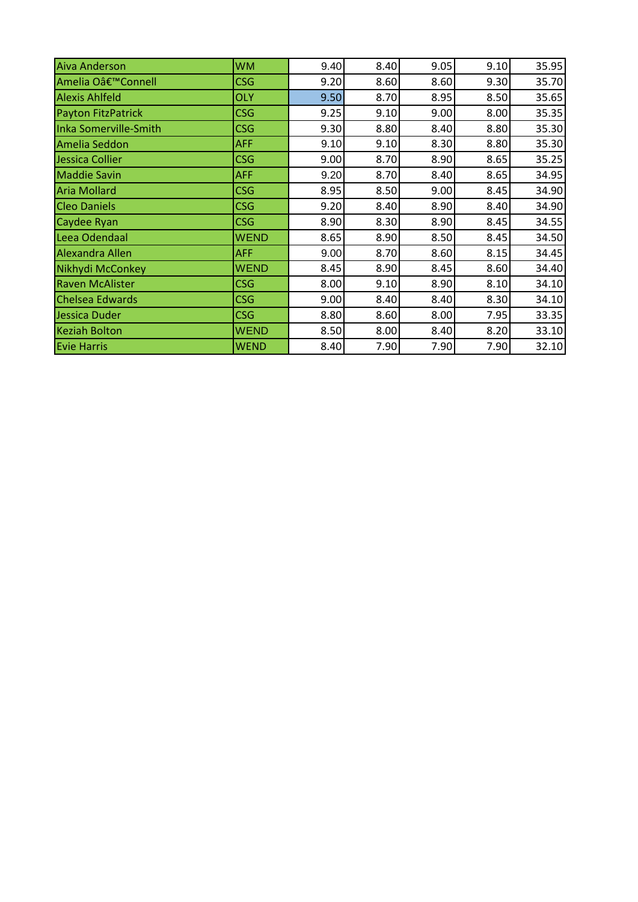| | | | | | | |
|---|---|---|---|---|---|---|
| Aiva Anderson | WM | 9.40 | 8.40 | 9.05 | 9.10 | 35.95 |
| Amelia Oâ€™Connell | CSG | 9.20 | 8.60 | 8.60 | 9.30 | 35.70 |
| Alexis Ahlfeld | OLY | 9.50 | 8.70 | 8.95 | 8.50 | 35.65 |
| Payton FitzPatrick | CSG | 9.25 | 9.10 | 9.00 | 8.00 | 35.35 |
| Inka Somerville-Smith | CSG | 9.30 | 8.80 | 8.40 | 8.80 | 35.30 |
| Amelia Seddon | AFF | 9.10 | 9.10 | 8.30 | 8.80 | 35.30 |
| Jessica Collier | CSG | 9.00 | 8.70 | 8.90 | 8.65 | 35.25 |
| Maddie Savin | AFF | 9.20 | 8.70 | 8.40 | 8.65 | 34.95 |
| Aria Mollard | CSG | 8.95 | 8.50 | 9.00 | 8.45 | 34.90 |
| Cleo Daniels | CSG | 9.20 | 8.40 | 8.90 | 8.40 | 34.90 |
| Caydee Ryan | CSG | 8.90 | 8.30 | 8.90 | 8.45 | 34.55 |
| Leea Odendaal | WEND | 8.65 | 8.90 | 8.50 | 8.45 | 34.50 |
| Alexandra Allen | AFF | 9.00 | 8.70 | 8.60 | 8.15 | 34.45 |
| Nikhydi McConkey | WEND | 8.45 | 8.90 | 8.45 | 8.60 | 34.40 |
| Raven McAlister | CSG | 8.00 | 9.10 | 8.90 | 8.10 | 34.10 |
| Chelsea Edwards | CSG | 9.00 | 8.40 | 8.40 | 8.30 | 34.10 |
| Jessica Duder | CSG | 8.80 | 8.60 | 8.00 | 7.95 | 33.35 |
| Keziah Bolton | WEND | 8.50 | 8.00 | 8.40 | 8.20 | 33.10 |
| Evie Harris | WEND | 8.40 | 7.90 | 7.90 | 7.90 | 32.10 |